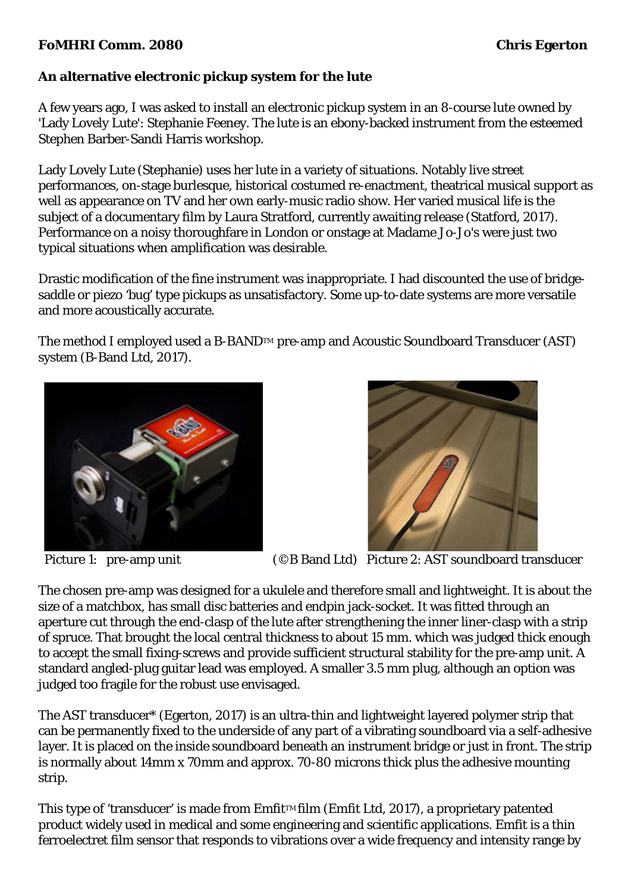**FoMHRI Comm. 2080** **Chris Egerton**

**An alternative electronic pickup system for the lute**

A few years ago, I was asked to install an electronic pickup system in an 8-course lute owned by 'Lady Lovely Lute': Stephanie Feeney. The lute is an ebony-backed instrument from the esteemed Stephen Barber-Sandi Harris workshop.

Lady Lovely Lute (Stephanie) uses her lute in a variety of situations. Notably live street performances, on-stage burlesque, historical costumed re-enactment, theatrical musical support as well as appearance on TV and her own early-music radio show. Her varied musical life is the subject of a documentary film by Laura Stratford, currently awaiting release (Statford, 2017). Performance on a noisy thoroughfare in London or onstage at Madame Jo-Jo's were just two typical situations when amplification was desirable.

Drastic modification of the fine instrument was inappropriate. I had discounted the use of bridge-saddle or piezo 'bug' type pickups as unsatisfactory. Some up-to-date systems are more versatile and more acoustically accurate.

The method I employed used a B-BAND™ pre-amp and Acoustic Soundboard Transducer (AST) system (B-Band Ltd, 2017).

Picture 1: pre-amp unit (©B Band Ltd) Picture 2: AST soundboard transducer

The chosen pre-amp was designed for a ukulele and therefore small and lightweight. It is about the size of a matchbox, has small disc batteries and endpin jack-socket. It was fitted through an aperture cut through the end-clasp of the lute after strengthening the inner liner-clasp with a strip of spruce. That brought the local central thickness to about 15 mm. which was judged thick enough to accept the small fixing-screws and provide sufficient structural stability for the pre-amp unit. A standard angled-plug guitar lead was employed. A smaller 3.5 mm plug, although an option was judged too fragile for the robust use envisaged.

The AST transducer* (Egerton, 2017) is an ultra-thin and lightweight layered polymer strip that can be permanently fixed to the underside of any part of a vibrating soundboard via a self-adhesive layer. It is placed on the inside soundboard beneath an instrument bridge or just in front. The strip is normally about 14mm x 70mm and approx. 70-80 microns thick plus the adhesive mounting strip.

This type of 'transducer' is made from Emfit™ film (Emfit Ltd, 2017), a proprietary patented product widely used in medical and some engineering and scientific applications. Emfit is a thin ferroelectret film sensor that responds to vibrations over a wide frequency and intensity range by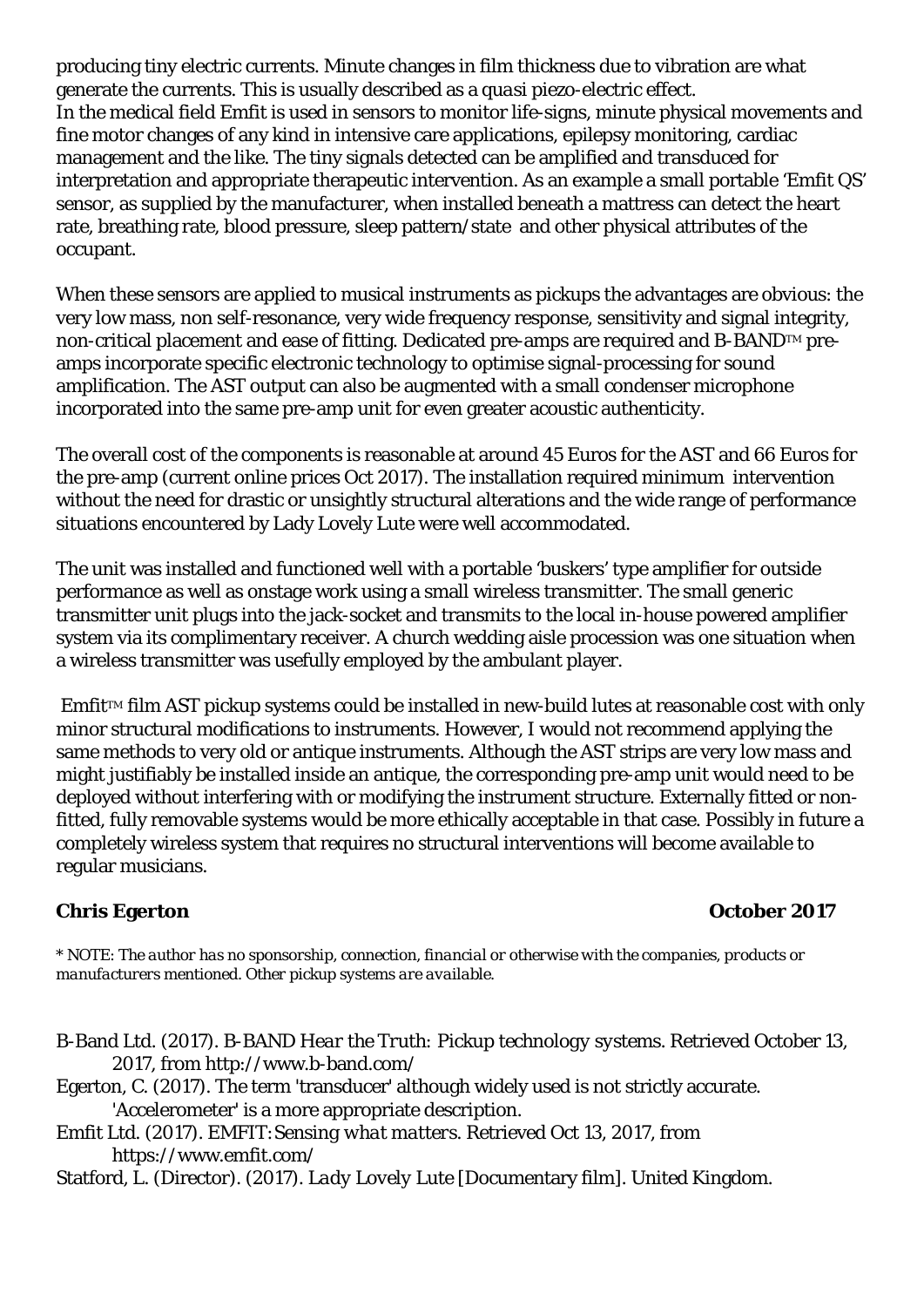producing tiny electric currents. Minute changes in film thickness due to vibration are what generate the currents. This is usually described as a *quasi piezo-electric effect.*
In the medical field Emfit is used in sensors to monitor life-signs, minute physical movements and fine motor changes of any kind in intensive care applications, epilepsy monitoring, cardiac management and the like. The tiny signals detected can be amplified and transduced for interpretation and appropriate therapeutic intervention. As an example a small portable 'Emfit QS' sensor, as supplied by the manufacturer, when installed beneath a mattress can detect the heart rate, breathing rate, blood pressure, sleep pattern/state and other physical attributes of the occupant.

When these sensors are applied to musical instruments as pickups the advantages are obvious: the very low mass, non self-resonance, very wide frequency response, sensitivity and signal integrity, non-critical placement and ease of fitting. Dedicated pre-amps are required and B-BAND™ pre-amps incorporate specific electronic technology to optimise signal-processing for sound amplification. The AST output can also be augmented with a small condenser microphone incorporated into the same pre-amp unit for even greater acoustic authenticity.

The overall cost of the components is reasonable at around 45 Euros for the AST and 66 Euros for the pre-amp (current online prices Oct 2017). The installation required minimum intervention without the need for drastic or unsightly structural alterations and the wide range of performance situations encountered by Lady Lovely Lute were well accommodated.

The unit was installed and functioned well with a portable 'buskers' type amplifier for outside performance as well as onstage work using a small wireless transmitter. The small generic transmitter unit plugs into the jack-socket and transmits to the local in-house powered amplifier system via its complimentary receiver. A church wedding aisle procession was one situation when a wireless transmitter was usefully employed by the ambulant player.

Emfit™ film AST pickup systems could be installed in new-build lutes at reasonable cost with only minor structural modifications to instruments. However, I would not recommend applying the same methods to very old or antique instruments. Although the AST strips are very low mass and might justifiably be installed inside an antique, the corresponding pre-amp unit would need to be deployed without interfering with or modifying the instrument structure. Externally fitted or non-fitted, fully removable systems would be more ethically acceptable in that case. Possibly in future a completely wireless system that requires no structural interventions will become available to regular musicians.

**Chris Egerton** **October 2017**

*\* NOTE: The author has no sponsorship, connection, financial or otherwise with the companies, products or manufacturers mentioned. Other pickup systems are available.*

B-Band Ltd. (2017). *B-BAND Hear the Truth: Pickup technology systems*. Retrieved October 13, 2017, from http://www.b-band.com/

Egerton, C. (2017). The term 'transducer' although widely used is not strictly accurate. 'Accelerometer' is a more appropriate description.

Emfit Ltd. (2017). *EMFIT: Sensing what matters*. Retrieved Oct 13, 2017, from https://www.emfit.com/

Statford, L. (Director). (2017). *Lady Lovely Lute* [Documentary film]. United Kingdom.